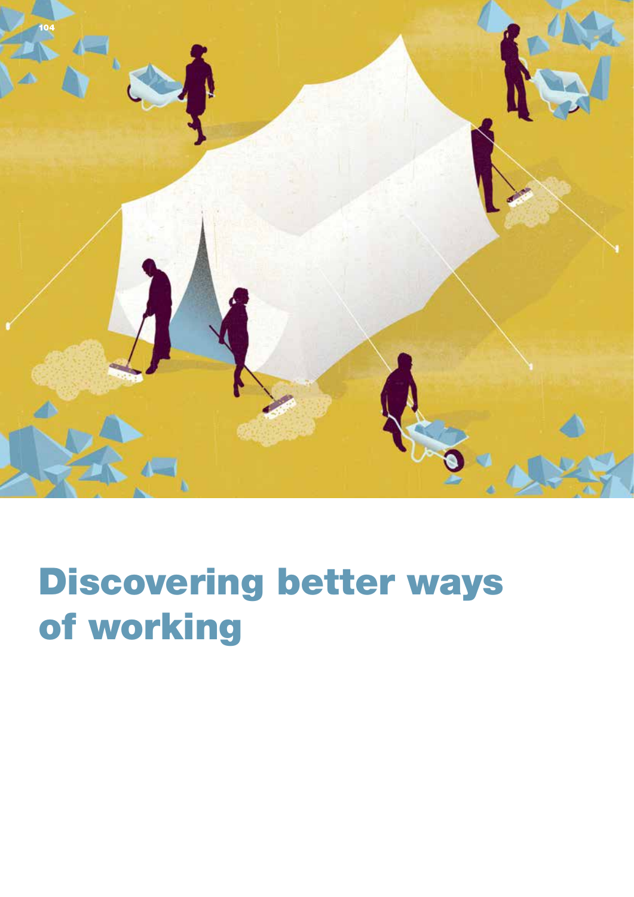# Discovering better ways of working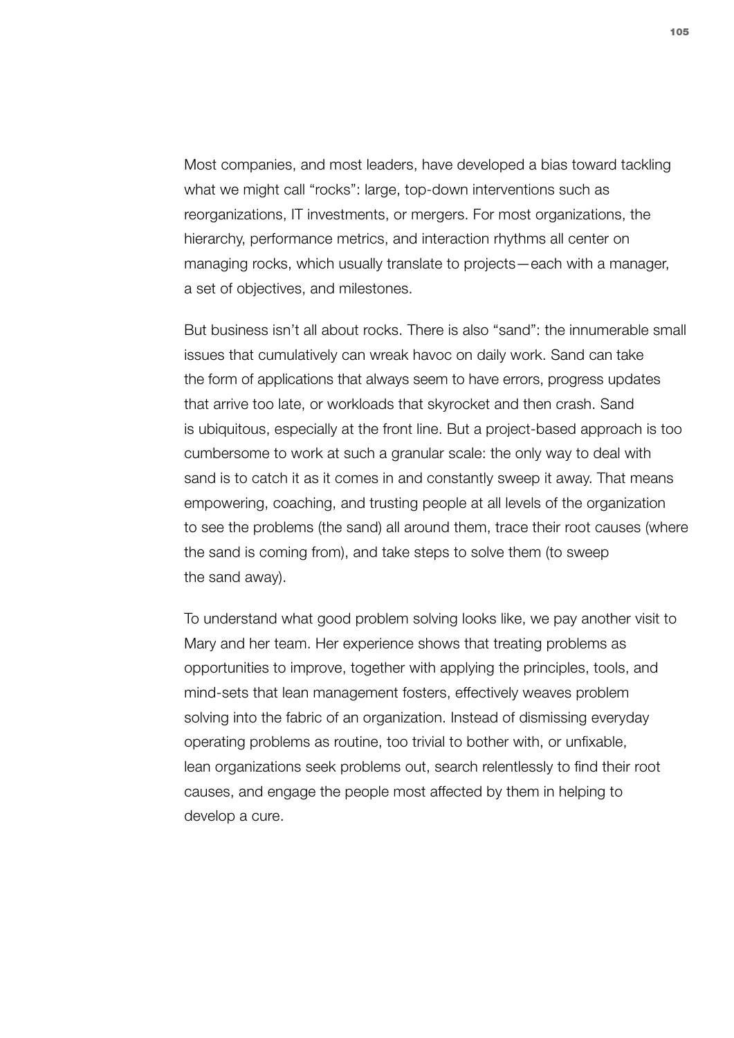Most companies, and most leaders, have developed a bias toward tackling what we might call "rocks": large, top-down interventions such as reorganizations, IT investments, or mergers. For most organizations, the hierarchy, performance metrics, and interaction rhythms all center on managing rocks, which usually translate to projects—each with a manager, a set of objectives, and milestones.

But business isn't all about rocks. There is also "sand": the innumerable small issues that cumulatively can wreak havoc on daily work. Sand can take the form of applications that always seem to have errors, progress updates that arrive too late, or workloads that skyrocket and then crash. Sand is ubiquitous, especially at the front line. But a project-based approach is too cumbersome to work at such a granular scale: the only way to deal with sand is to catch it as it comes in and constantly sweep it away. That means empowering, coaching, and trusting people at all levels of the organization to see the problems (the sand) all around them, trace their root causes (where the sand is coming from), and take steps to solve them (to sweep the sand away).

To understand what good problem solving looks like, we pay another visit to Mary and her team. Her experience shows that treating problems as opportunities to improve, together with applying the principles, tools, and mind-sets that lean management fosters, effectively weaves problem solving into the fabric of an organization. Instead of dismissing everyday operating problems as routine, too trivial to bother with, or unfixable, lean organizations seek problems out, search relentlessly to find their root causes, and engage the people most affected by them in helping to develop a cure.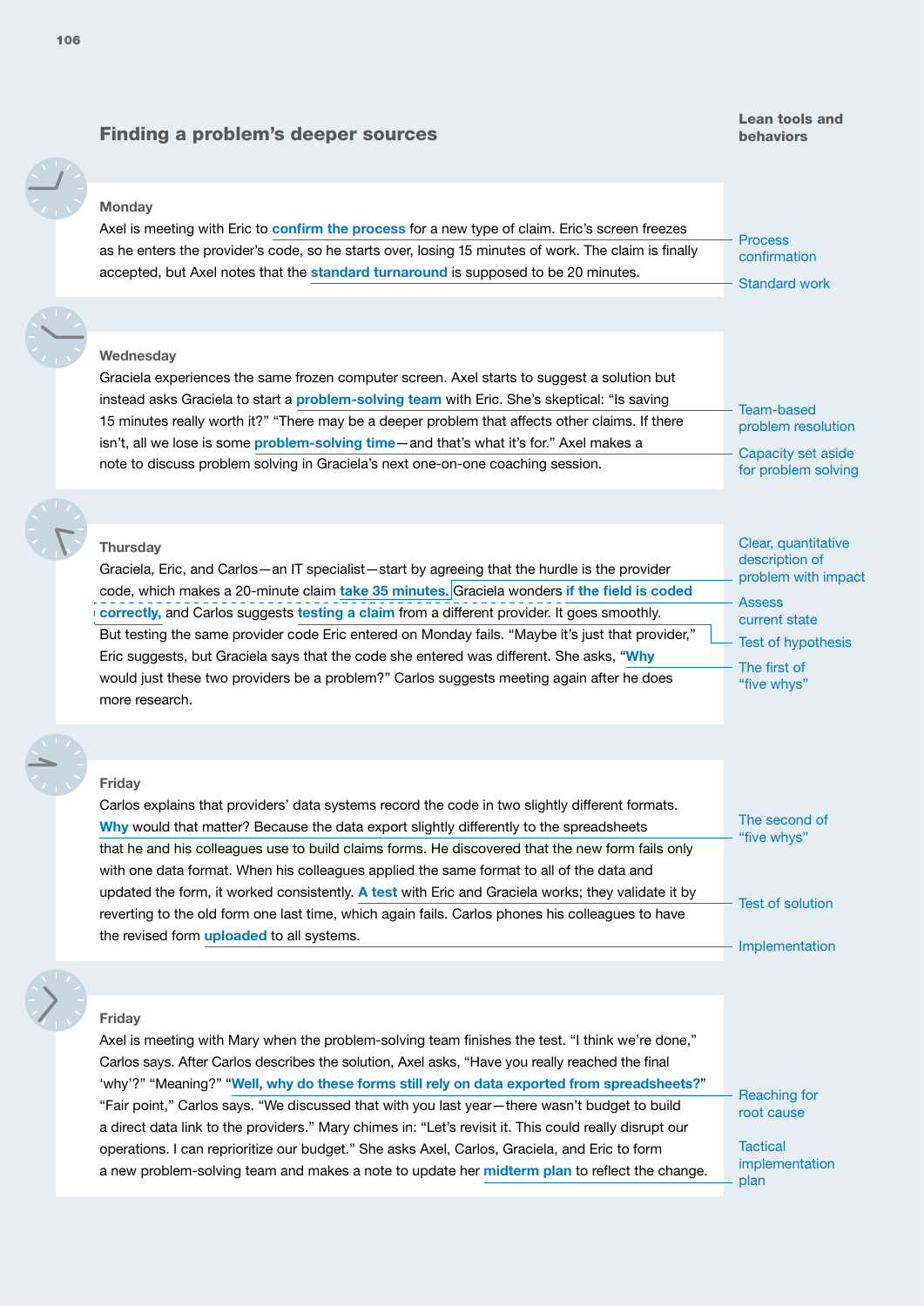## Finding a problem's deeper sources

**Lean tools and behaviors**

**Monday**

Axel is meeting with Eric to **confirm the process** for a new type of claim. Eric's screen freezes as he enters the provider's code, so he starts over, losing 15 minutes of work. The claim is finally accepted, but Axel notes that the **standard turnaround** is supposed to be 20 minutes.

- Process confirmation
- Standard work

**Wednesday**

Graciela experiences the same frozen computer screen. Axel starts to suggest a solution but instead asks Graciela to start a **problem-solving team** with Eric. She's skeptical: "Is saving 15 minutes really worth it?" "There may be a deeper problem that affects other claims. If there isn't, all we lose is some **problem-solving time**—and that's what it's for." Axel makes a note to discuss problem solving in Graciela's next one-on-one coaching session.

- Team-based problem resolution
- Capacity set aside for problem solving

**Thursday**

Graciela, Eric, and Carlos—an IT specialist—start by agreeing that the hurdle is the provider code, which makes a 20-minute claim **take 35 minutes.** Graciela wonders **if the field is coded correctly,** and Carlos suggests **testing a claim** from a different provider. It goes smoothly. But testing the same provider code Eric entered on Monday fails. "Maybe it's just that provider," Eric suggests, but Graciela says that the code she entered was different. She asks, "**Why** would just these two providers be a problem?" Carlos suggests meeting again after he does more research.

- Clear, quantitative description of problem with impact
- Assess current state
- Test of hypothesis
- The first of "five whys"

**Friday**

Carlos explains that providers' data systems record the code in two slightly different formats. **Why** would that matter? Because the data export slightly differently to the spreadsheets that he and his colleagues use to build claims forms. He discovered that the new form fails only with one data format. When his colleagues applied the same format to all of the data and updated the form, it worked consistently. **A test** with Eric and Graciela works; they validate it by reverting to the old form one last time, which again fails. Carlos phones his colleagues to have the revised form **uploaded** to all systems.

- The second of "five whys"
- Test of solution
- Implementation

**Friday**

Axel is meeting with Mary when the problem-solving team finishes the test. "I think we're done," Carlos says. After Carlos describes the solution, Axel asks, "Have you really reached the final 'why'?" "Meaning?" "**Well, why do these forms still rely on data exported from spreadsheets?**" "Fair point," Carlos says. "We discussed that with you last year—there wasn't budget to build a direct data link to the providers." Mary chimes in: "Let's revisit it. This could really disrupt our operations. I can reprioritize our budget." She asks Axel, Carlos, Graciela, and Eric to form a new problem-solving team and makes a note to update her **midterm plan** to reflect the change.

- Reaching for root cause
- Tactical implementation plan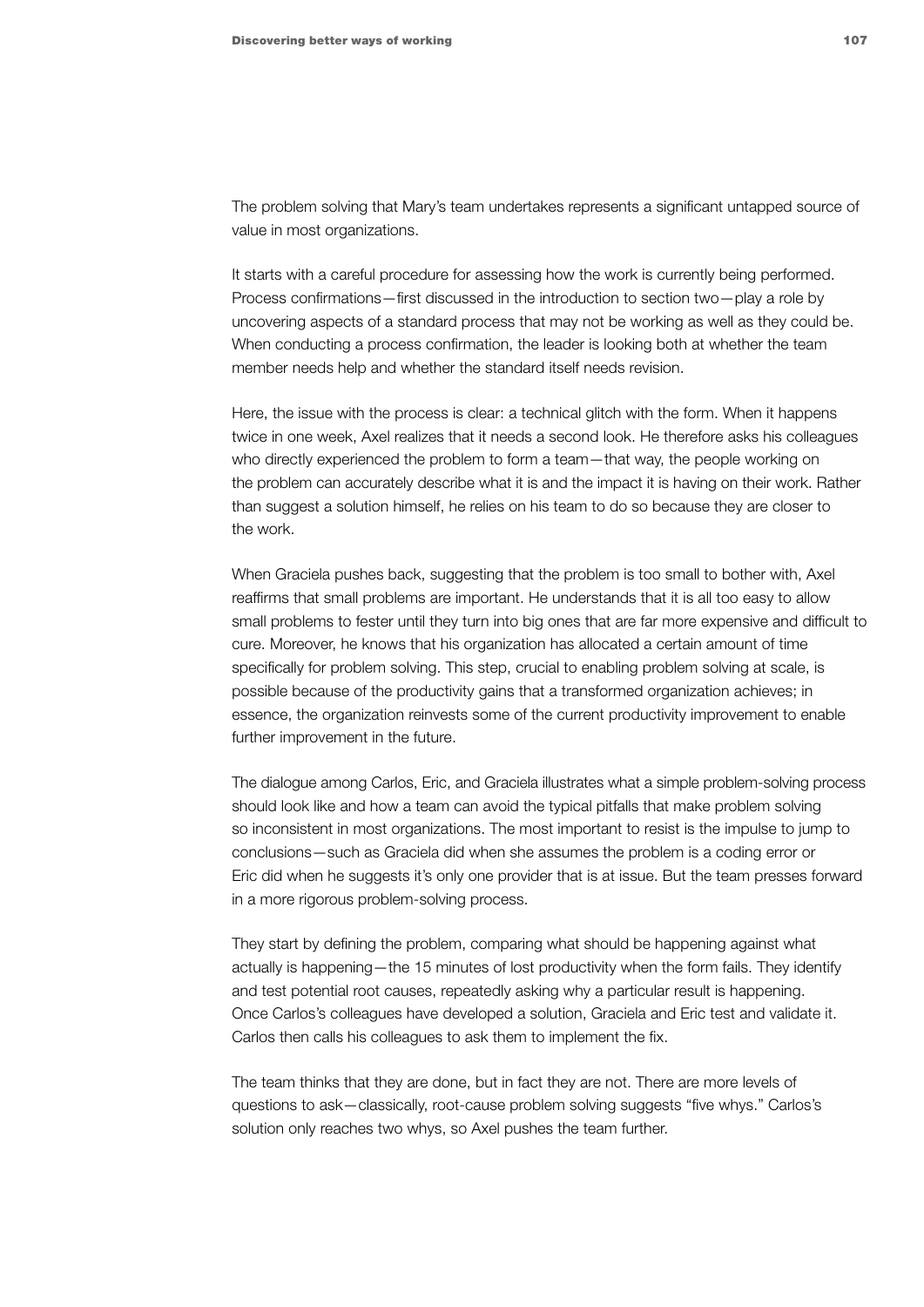The problem solving that Mary's team undertakes represents a significant untapped source of value in most organizations.

It starts with a careful procedure for assessing how the work is currently being performed. Process confirmations—first discussed in the introduction to section two—play a role by uncovering aspects of a standard process that may not be working as well as they could be. When conducting a process confirmation, the leader is looking both at whether the team member needs help and whether the standard itself needs revision.

Here, the issue with the process is clear: a technical glitch with the form. When it happens twice in one week, Axel realizes that it needs a second look. He therefore asks his colleagues who directly experienced the problem to form a team—that way, the people working on the problem can accurately describe what it is and the impact it is having on their work. Rather than suggest a solution himself, he relies on his team to do so because they are closer to the work.

When Graciela pushes back, suggesting that the problem is too small to bother with, Axel reaffirms that small problems are important. He understands that it is all too easy to allow small problems to fester until they turn into big ones that are far more expensive and difficult to cure. Moreover, he knows that his organization has allocated a certain amount of time specifically for problem solving. This step, crucial to enabling problem solving at scale, is possible because of the productivity gains that a transformed organization achieves; in essence, the organization reinvests some of the current productivity improvement to enable further improvement in the future.

The dialogue among Carlos, Eric, and Graciela illustrates what a simple problem-solving process should look like and how a team can avoid the typical pitfalls that make problem solving so inconsistent in most organizations. The most important to resist is the impulse to jump to conclusions—such as Graciela did when she assumes the problem is a coding error or Eric did when he suggests it's only one provider that is at issue. But the team presses forward in a more rigorous problem-solving process.

They start by defining the problem, comparing what should be happening against what actually is happening—the 15 minutes of lost productivity when the form fails. They identify and test potential root causes, repeatedly asking why a particular result is happening. Once Carlos's colleagues have developed a solution, Graciela and Eric test and validate it. Carlos then calls his colleagues to ask them to implement the fix.

The team thinks that they are done, but in fact they are not. There are more levels of questions to ask—classically, root-cause problem solving suggests "five whys." Carlos's solution only reaches two whys, so Axel pushes the team further.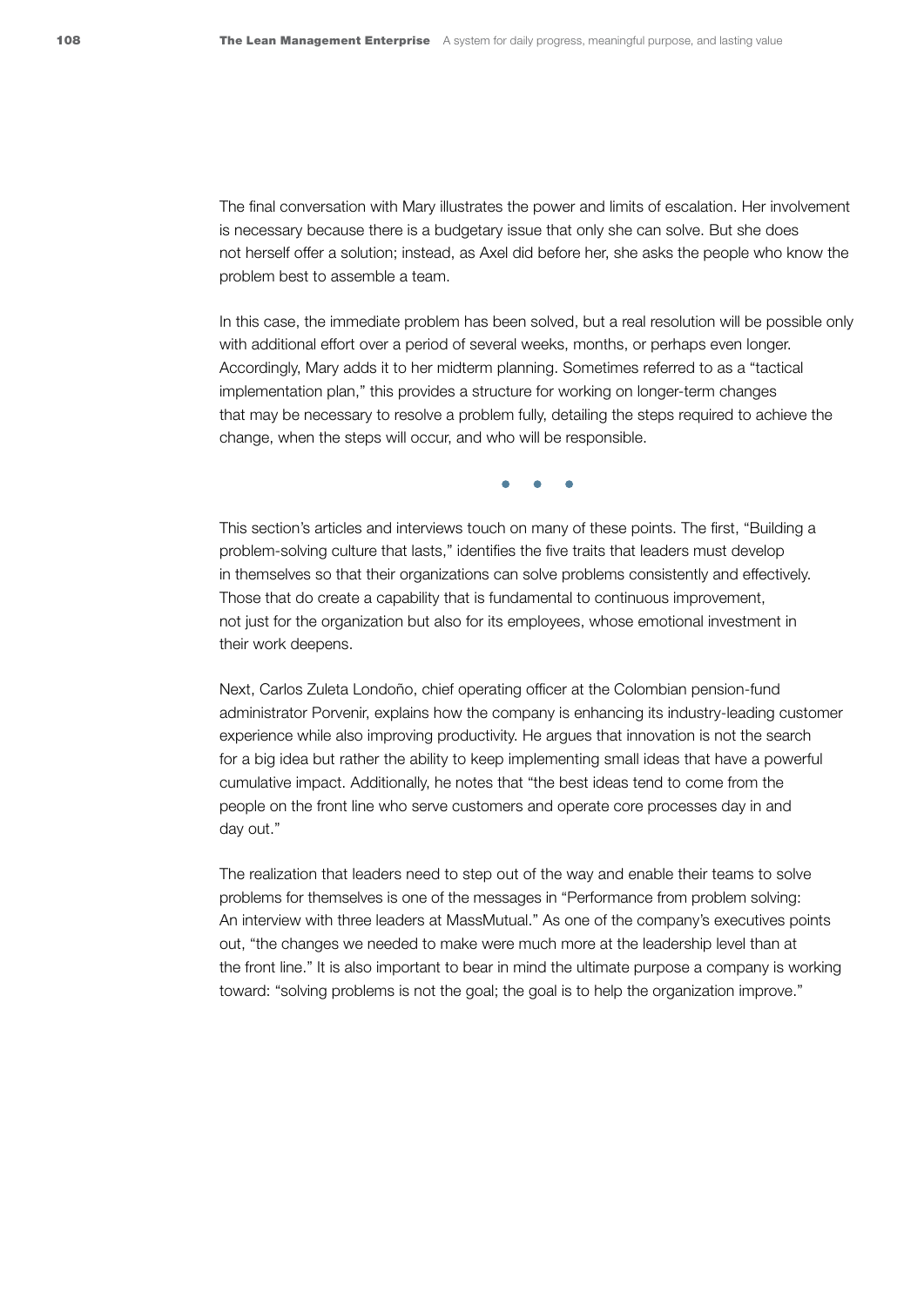The final conversation with Mary illustrates the power and limits of escalation. Her involvement is necessary because there is a budgetary issue that only she can solve. But she does not herself offer a solution; instead, as Axel did before her, she asks the people who know the problem best to assemble a team.

In this case, the immediate problem has been solved, but a real resolution will be possible only with additional effort over a period of several weeks, months, or perhaps even longer. Accordingly, Mary adds it to her midterm planning. Sometimes referred to as a "tactical implementation plan," this provides a structure for working on longer-term changes that may be necessary to resolve a problem fully, detailing the steps required to achieve the change, when the steps will occur, and who will be responsible.

• • •

This section's articles and interviews touch on many of these points. The first, "Building a problem-solving culture that lasts," identifies the five traits that leaders must develop in themselves so that their organizations can solve problems consistently and effectively. Those that do create a capability that is fundamental to continuous improvement, not just for the organization but also for its employees, whose emotional investment in their work deepens.

Next, Carlos Zuleta Londoño, chief operating officer at the Colombian pension-fund administrator Porvenir, explains how the company is enhancing its industry-leading customer experience while also improving productivity. He argues that innovation is not the search for a big idea but rather the ability to keep implementing small ideas that have a powerful cumulative impact. Additionally, he notes that "the best ideas tend to come from the people on the front line who serve customers and operate core processes day in and day out."

The realization that leaders need to step out of the way and enable their teams to solve problems for themselves is one of the messages in "Performance from problem solving: An interview with three leaders at MassMutual." As one of the company's executives points out, "the changes we needed to make were much more at the leadership level than at the front line." It is also important to bear in mind the ultimate purpose a company is working toward: "solving problems is not the goal; the goal is to help the organization improve."